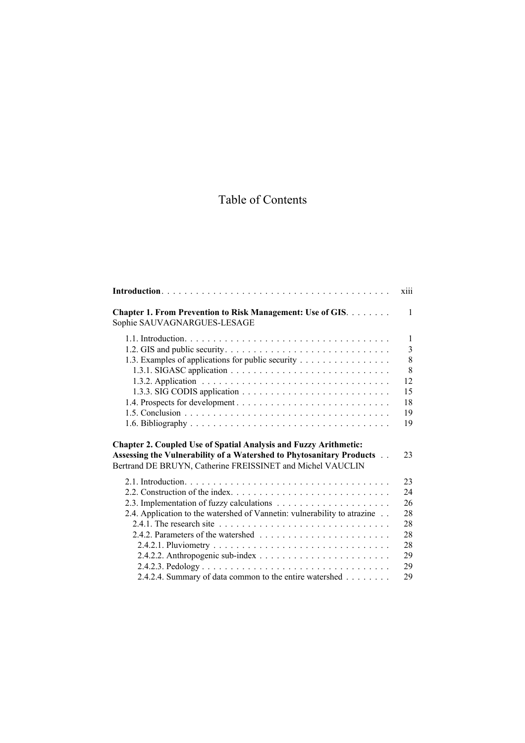# Table of Contents

| | |
|---|---|
| **Introduction** | xiii |
| **Chapter 1. From Prevention to Risk Management: Use of GIS**<br>Sophie SAUVAGNARGUES-LESAGE | 1 |
| 1.1. Introduction | 1 |
| 1.2. GIS and public security | 3 |
| 1.3. Examples of applications for public security | 8 |
| 1.3.1. SIGASC application | 8 |
| 1.3.2. Application | 12 |
| 1.3.3. SIG CODIS application | 15 |
| 1.4. Prospects for development | 18 |
| 1.5. Conclusion | 19 |
| 1.6. Bibliography | 19 |
| **Chapter 2. Coupled Use of Spatial Analysis and Fuzzy Arithmetic: Assessing the Vulnerability of a Watershed to Phytosanitary Products**<br>Bertrand DE BRUYN, Catherine FREISSINET and Michel VAUCLIN | 23 |
| 2.1. Introduction | 23 |
| 2.2. Construction of the index | 24 |
| 2.3. Implementation of fuzzy calculations | 26 |
| 2.4. Application to the watershed of Vannetin: vulnerability to atrazine | 28 |
| 2.4.1. The research site | 28 |
| 2.4.2. Parameters of the watershed | 28 |
| 2.4.2.1. Pluviometry | 28 |
| 2.4.2.2. Anthropogenic sub-index | 29 |
| 2.4.2.3. Pedology | 29 |
| 2.4.2.4. Summary of data common to the entire watershed | 29 |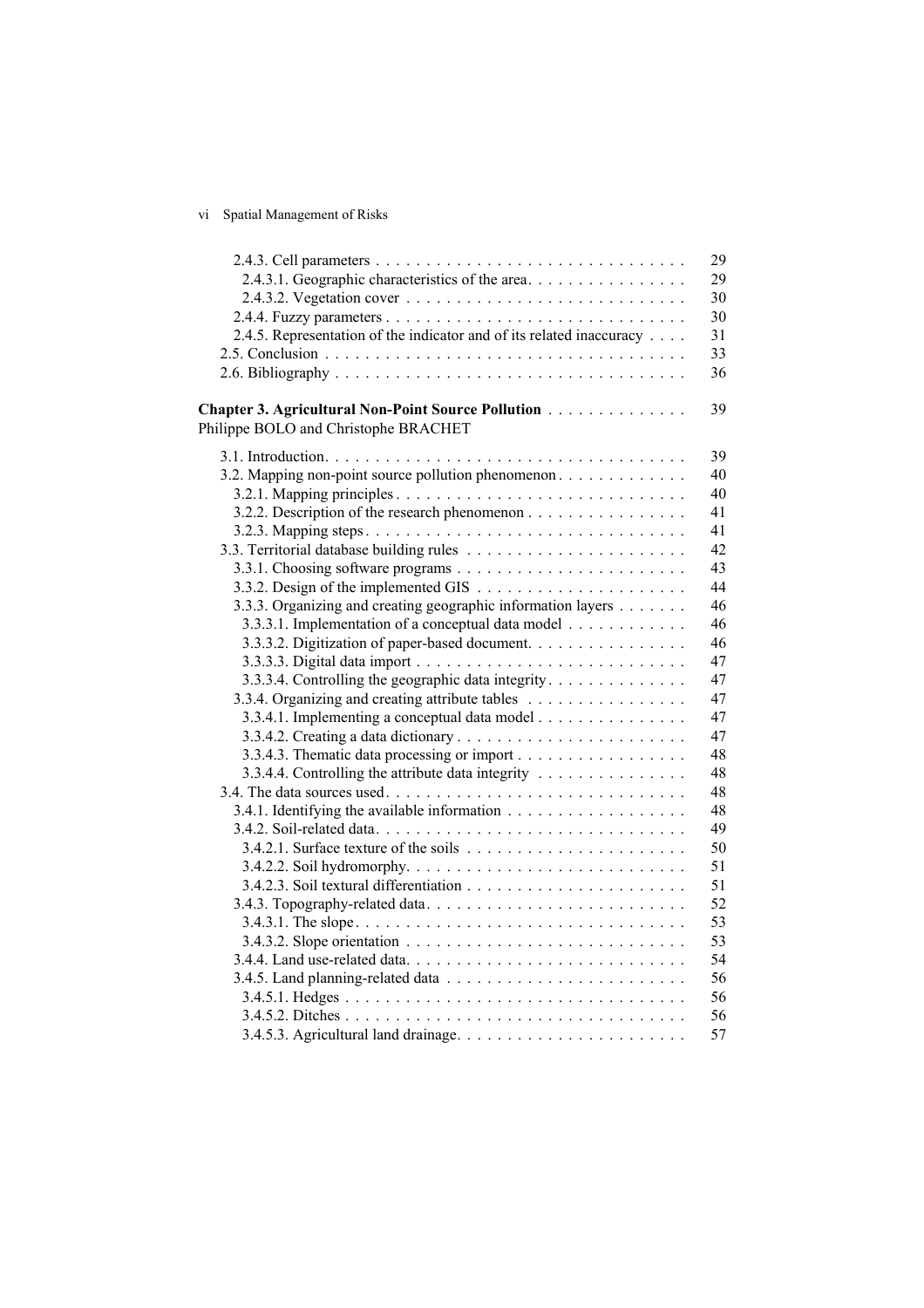2.4.3. Cell parameters . . . . . . . . . . . . . . . . . . . . . . . . . . . . . . . 29
2.4.3.1. Geographic characteristics of the area. . . . . . . . . . . . . . . . 29
2.4.3.2. Vegetation cover . . . . . . . . . . . . . . . . . . . . . . . . . . . . 30
2.4.4. Fuzzy parameters . . . . . . . . . . . . . . . . . . . . . . . . . . . . . . 30
2.4.5. Representation of the indicator and of its related inaccuracy . . . . 31
2.5. Conclusion . . . . . . . . . . . . . . . . . . . . . . . . . . . . . . . . . . . . 33
2.6. Bibliography . . . . . . . . . . . . . . . . . . . . . . . . . . . . . . . . . . 36

**Chapter 3. Agricultural Non-Point Source Pollution** . . . . . . . . . . . . . 39
Philippe BOLO and Christophe BRACHET

3.1. Introduction. . . . . . . . . . . . . . . . . . . . . . . . . . . . . . . . . . . 39
3.2. Mapping non-point source pollution phenomenon . . . . . . . . . . . . . 40
3.2.1. Mapping principles . . . . . . . . . . . . . . . . . . . . . . . . . . . . . 40
3.2.2. Description of the research phenomenon . . . . . . . . . . . . . . . . 41
3.2.3. Mapping steps . . . . . . . . . . . . . . . . . . . . . . . . . . . . . . . . 41
3.3. Territorial database building rules . . . . . . . . . . . . . . . . . . . . . . 42
3.3.1. Choosing software programs . . . . . . . . . . . . . . . . . . . . . . . 43
3.3.2. Design of the implemented GIS . . . . . . . . . . . . . . . . . . . . . 44
3.3.3. Organizing and creating geographic information layers . . . . . . . 46
3.3.3.1. Implementation of a conceptual data model . . . . . . . . . . . . 46
3.3.3.2. Digitization of paper-based document. . . . . . . . . . . . . . . . 46
3.3.3.3. Digital data import . . . . . . . . . . . . . . . . . . . . . . . . . . . 47
3.3.3.4. Controlling the geographic data integrity . . . . . . . . . . . . . . 47
3.3.4. Organizing and creating attribute tables . . . . . . . . . . . . . . . . 47
3.3.4.1. Implementing a conceptual data model . . . . . . . . . . . . . . . 47
3.3.4.2. Creating a data dictionary . . . . . . . . . . . . . . . . . . . . . . . 47
3.3.4.3. Thematic data processing or import . . . . . . . . . . . . . . . . . 48
3.3.4.4. Controlling the attribute data integrity . . . . . . . . . . . . . . . 48
3.4. The data sources used. . . . . . . . . . . . . . . . . . . . . . . . . . . . . . 48
3.4.1. Identifying the available information . . . . . . . . . . . . . . . . . . 48
3.4.2. Soil-related data. . . . . . . . . . . . . . . . . . . . . . . . . . . . . . . . 49
3.4.2.1. Surface texture of the soils . . . . . . . . . . . . . . . . . . . . . . . 50
3.4.2.2. Soil hydromorphy. . . . . . . . . . . . . . . . . . . . . . . . . . . . . 51
3.4.2.3. Soil textural differentiation . . . . . . . . . . . . . . . . . . . . . . . 51
3.4.3. Topography-related data. . . . . . . . . . . . . . . . . . . . . . . . . . . 52
3.4.3.1. The slope. . . . . . . . . . . . . . . . . . . . . . . . . . . . . . . . . . 53
3.4.3.2. Slope orientation . . . . . . . . . . . . . . . . . . . . . . . . . . . . . 53
3.4.4. Land use-related data. . . . . . . . . . . . . . . . . . . . . . . . . . . . . 54
3.4.5. Land planning-related data . . . . . . . . . . . . . . . . . . . . . . . . . 56
3.4.5.1. Hedges . . . . . . . . . . . . . . . . . . . . . . . . . . . . . . . . . . . 56
3.4.5.2. Ditches . . . . . . . . . . . . . . . . . . . . . . . . . . . . . . . . . . . 56
3.4.5.3. Agricultural land drainage. . . . . . . . . . . . . . . . . . . . . . . . 57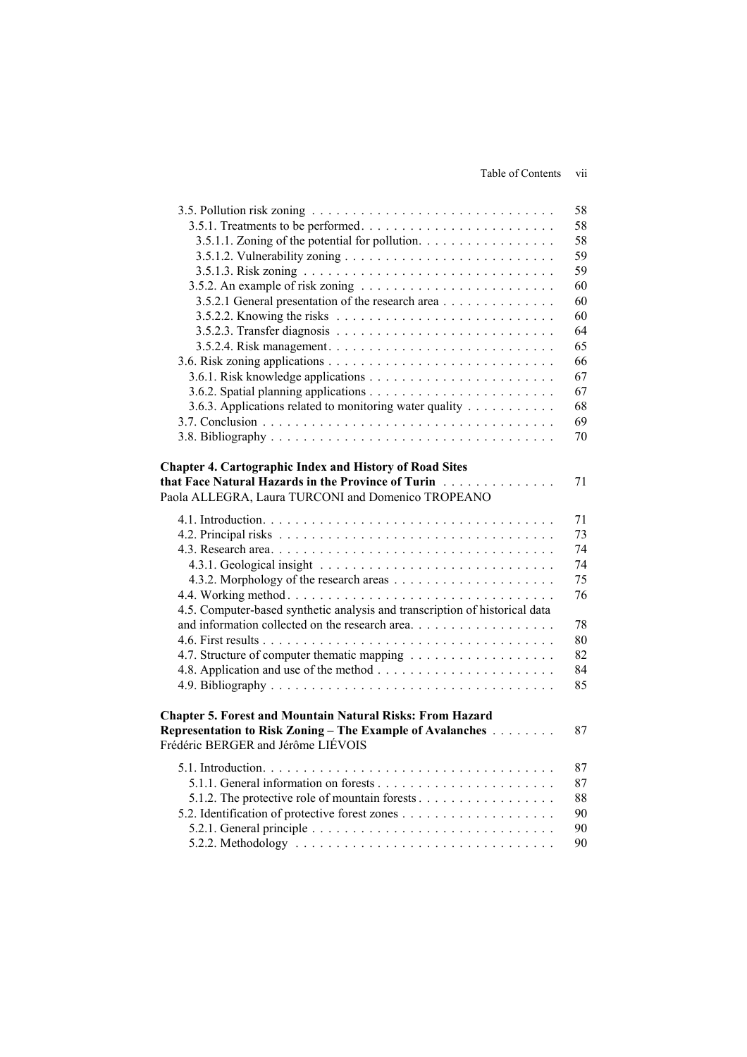3.5. Pollution risk zoning . . . . . . . . . . . . . . . . . . . . . . . . . . . . . . 58
  3.5.1. Treatments to be performed . . . . . . . . . . . . . . . . . . . . . . . . 58
    3.5.1.1. Zoning of the potential for pollution. . . . . . . . . . . . . . . . . 58
    3.5.1.2. Vulnerability zoning . . . . . . . . . . . . . . . . . . . . . . . . . . 59
    3.5.1.3. Risk zoning . . . . . . . . . . . . . . . . . . . . . . . . . . . . . . 59
  3.5.2. An example of risk zoning . . . . . . . . . . . . . . . . . . . . . . . . 60
    3.5.2.1 General presentation of the research area . . . . . . . . . . . . . . 60
    3.5.2.2. Knowing the risks . . . . . . . . . . . . . . . . . . . . . . . . . . 60
    3.5.2.3. Transfer diagnosis . . . . . . . . . . . . . . . . . . . . . . . . . . 64
    3.5.2.4. Risk management. . . . . . . . . . . . . . . . . . . . . . . . . . . 65
3.6. Risk zoning applications . . . . . . . . . . . . . . . . . . . . . . . . . . . 66
  3.6.1. Risk knowledge applications . . . . . . . . . . . . . . . . . . . . . . . 67
  3.6.2. Spatial planning applications . . . . . . . . . . . . . . . . . . . . . . . 67
  3.6.3. Applications related to monitoring water quality . . . . . . . . . . . 68
3.7. Conclusion . . . . . . . . . . . . . . . . . . . . . . . . . . . . . . . . . . . 69
3.8. Bibliography . . . . . . . . . . . . . . . . . . . . . . . . . . . . . . . . . . 70

**Chapter 4. Cartographic Index and History of Road Sites that Face Natural Hazards in the Province of Turin** . . . . . . . . . . . . . . 71
Paola ALLEGRA, Laura TURCONI and Domenico TROPEANO

4.1. Introduction. . . . . . . . . . . . . . . . . . . . . . . . . . . . . . . . . . . 71
4.2. Principal risks . . . . . . . . . . . . . . . . . . . . . . . . . . . . . . . . . 73
4.3. Research area. . . . . . . . . . . . . . . . . . . . . . . . . . . . . . . . . . 74
  4.3.1. Geological insight . . . . . . . . . . . . . . . . . . . . . . . . . . . . 74
  4.3.2. Morphology of the research areas . . . . . . . . . . . . . . . . . . . . 75
4.4. Working method . . . . . . . . . . . . . . . . . . . . . . . . . . . . . . . . 76
4.5. Computer-based synthetic analysis and transcription of historical data and information collected on the research area. . . . . . . . . . . . . . . . . . 78
4.6. First results . . . . . . . . . . . . . . . . . . . . . . . . . . . . . . . . . . 80
4.7. Structure of computer thematic mapping . . . . . . . . . . . . . . . . . . 82
4.8. Application and use of the method . . . . . . . . . . . . . . . . . . . . . . 84
4.9. Bibliography . . . . . . . . . . . . . . . . . . . . . . . . . . . . . . . . . . 85

**Chapter 5. Forest and Mountain Natural Risks: From Hazard Representation to Risk Zoning – The Example of Avalanches** . . . . . . . . 87
Frédéric BERGER and Jérôme LIÉVOIS

5.1. Introduction. . . . . . . . . . . . . . . . . . . . . . . . . . . . . . . . . . . 87
  5.1.1. General information on forests . . . . . . . . . . . . . . . . . . . . . . 87
  5.1.2. The protective role of mountain forests . . . . . . . . . . . . . . . . . 88
5.2. Identification of protective forest zones . . . . . . . . . . . . . . . . . . . 90
  5.2.1. General principle . . . . . . . . . . . . . . . . . . . . . . . . . . . . . 90
  5.2.2. Methodology . . . . . . . . . . . . . . . . . . . . . . . . . . . . . . . . 90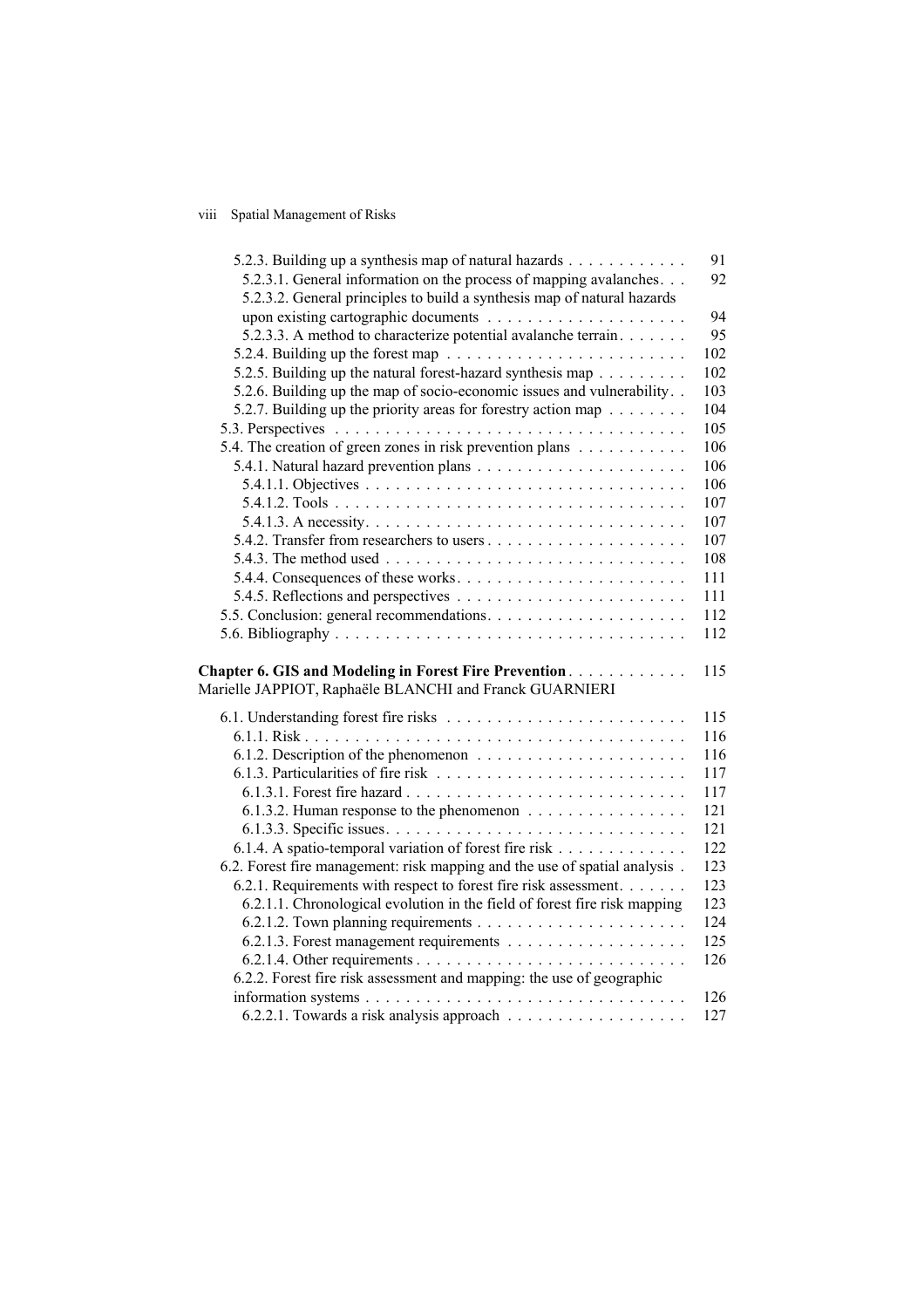5.2.3. Building up a synthesis map of natural hazards . . . . . . . . . . . . 91
5.2.3.1. General information on the process of mapping avalanches. . . 92
5.2.3.2. General principles to build a synthesis map of natural hazards upon existing cartographic documents . . . . . . . . . . . . . . . . . . . . 94
5.2.3.3. A method to characterize potential avalanche terrain. . . . . . . 95
5.2.4. Building up the forest map . . . . . . . . . . . . . . . . . . . . . . . . 102
5.2.5. Building up the natural forest-hazard synthesis map . . . . . . . . . 102
5.2.6. Building up the map of socio-economic issues and vulnerability. . 103
5.2.7. Building up the priority areas for forestry action map . . . . . . . . 104
5.3. Perspectives . . . . . . . . . . . . . . . . . . . . . . . . . . . . . . . . . . . 105
5.4. The creation of green zones in risk prevention plans . . . . . . . . . . . 106
5.4.1. Natural hazard prevention plans . . . . . . . . . . . . . . . . . . . . . 106
5.4.1.1. Objectives . . . . . . . . . . . . . . . . . . . . . . . . . . . . . . . . 106
5.4.1.2. Tools . . . . . . . . . . . . . . . . . . . . . . . . . . . . . . . . . . . 107
5.4.1.3. A necessity. . . . . . . . . . . . . . . . . . . . . . . . . . . . . . . . 107
5.4.2. Transfer from researchers to users . . . . . . . . . . . . . . . . . . . . 107
5.4.3. The method used . . . . . . . . . . . . . . . . . . . . . . . . . . . . . . 108
5.4.4. Consequences of these works. . . . . . . . . . . . . . . . . . . . . . . 111
5.4.5. Reflections and perspectives . . . . . . . . . . . . . . . . . . . . . . . 111
5.5. Conclusion: general recommendations. . . . . . . . . . . . . . . . . . . . 112
5.6. Bibliography . . . . . . . . . . . . . . . . . . . . . . . . . . . . . . . . . . . 112

**Chapter 6. GIS and Modeling in Forest Fire Prevention** . . . . . . . . . . . . 115
Marielle JAPPIOT, Raphaële BLANCHI and Franck GUARNIERI

6.1. Understanding forest fire risks . . . . . . . . . . . . . . . . . . . . . . . . 115
6.1.1. Risk . . . . . . . . . . . . . . . . . . . . . . . . . . . . . . . . . . . . . . 116
6.1.2. Description of the phenomenon . . . . . . . . . . . . . . . . . . . . . 116
6.1.3. Particularities of fire risk . . . . . . . . . . . . . . . . . . . . . . . . . 117
6.1.3.1. Forest fire hazard . . . . . . . . . . . . . . . . . . . . . . . . . . . . 117
6.1.3.2. Human response to the phenomenon . . . . . . . . . . . . . . . . 121
6.1.3.3. Specific issues. . . . . . . . . . . . . . . . . . . . . . . . . . . . . . 121
6.1.4. A spatio-temporal variation of forest fire risk . . . . . . . . . . . . . 122
6.2. Forest fire management: risk mapping and the use of spatial analysis . 123
6.2.1. Requirements with respect to forest fire risk assessment. . . . . . . 123
6.2.1.1. Chronological evolution in the field of forest fire risk mapping 123
6.2.1.2. Town planning requirements . . . . . . . . . . . . . . . . . . . . . 124
6.2.1.3. Forest management requirements . . . . . . . . . . . . . . . . . . 125
6.2.1.4. Other requirements . . . . . . . . . . . . . . . . . . . . . . . . . . . 126
6.2.2. Forest fire risk assessment and mapping: the use of geographic information systems . . . . . . . . . . . . . . . . . . . . . . . . . . . . . . . . 126
6.2.2.1. Towards a risk analysis approach . . . . . . . . . . . . . . . . . . 127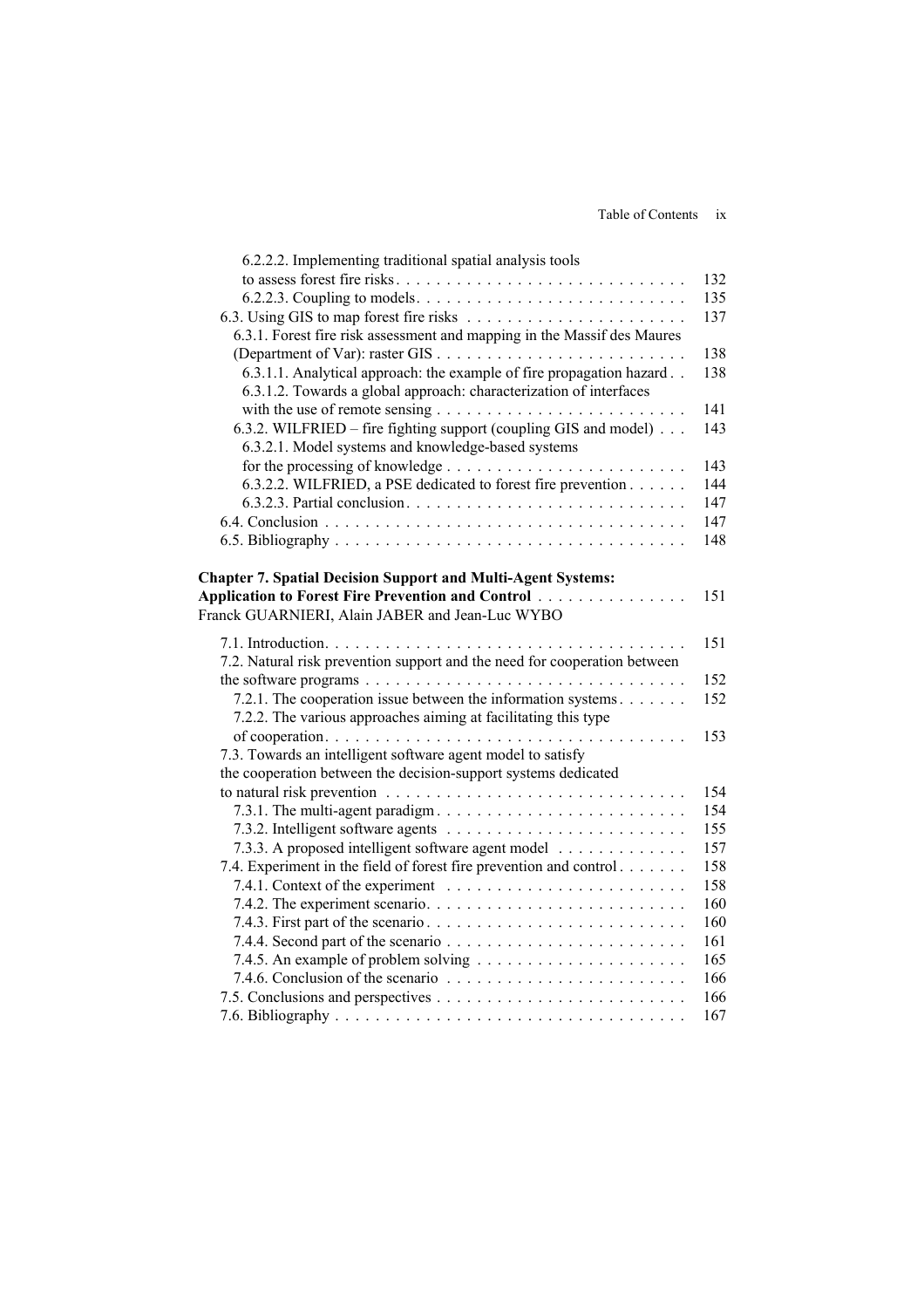6.2.2.2. Implementing traditional spatial analysis tools to assess forest fire risks . . . . . . . . . . 132

6.2.2.3. Coupling to models . . . . . . . . . . 135

6.3. Using GIS to map forest fire risks . . . . . . . . . . 137

6.3.1. Forest fire risk assessment and mapping in the Massif des Maures (Department of Var): raster GIS . . . . . . . . . . 138

6.3.1.1. Analytical approach: the example of fire propagation hazard . . . . . . . . . . 138

6.3.1.2. Towards a global approach: characterization of interfaces with the use of remote sensing . . . . . . . . . . 141

6.3.2. WILFRIED – fire fighting support (coupling GIS and model) . . . . . . . . . . 143

6.3.2.1. Model systems and knowledge-based systems for the processing of knowledge . . . . . . . . . . 143

6.3.2.2. WILFRIED, a PSE dedicated to forest fire prevention . . . . . . . . . . 144

6.3.2.3. Partial conclusion . . . . . . . . . . 147

6.4. Conclusion . . . . . . . . . . 147

6.5. Bibliography . . . . . . . . . . 148

**Chapter 7. Spatial Decision Support and Multi-Agent Systems: Application to Forest Fire Prevention and Control** . . . . . . . . . . 151

Franck GUARNIERI, Alain JABER and Jean-Luc WYBO

7.1. Introduction . . . . . . . . . . 151

7.2. Natural risk prevention support and the need for cooperation between the software programs . . . . . . . . . . 152

7.2.1. The cooperation issue between the information systems . . . . . . . . . . 152

7.2.2. The various approaches aiming at facilitating this type of cooperation . . . . . . . . . . 153

7.3. Towards an intelligent software agent model to satisfy the cooperation between the decision-support systems dedicated to natural risk prevention . . . . . . . . . . 154

7.3.1. The multi-agent paradigm . . . . . . . . . . 154

7.3.2. Intelligent software agents . . . . . . . . . . 155

7.3.3. A proposed intelligent software agent model . . . . . . . . . . 157

7.4. Experiment in the field of forest fire prevention and control . . . . . . . . . . 158

7.4.1. Context of the experiment . . . . . . . . . . 158

7.4.2. The experiment scenario . . . . . . . . . . 160

7.4.3. First part of the scenario . . . . . . . . . . 160

7.4.4. Second part of the scenario . . . . . . . . . . 161

7.4.5. An example of problem solving . . . . . . . . . . 165

7.4.6. Conclusion of the scenario . . . . . . . . . . 166

7.5. Conclusions and perspectives . . . . . . . . . . 166

7.6. Bibliography . . . . . . . . . . 167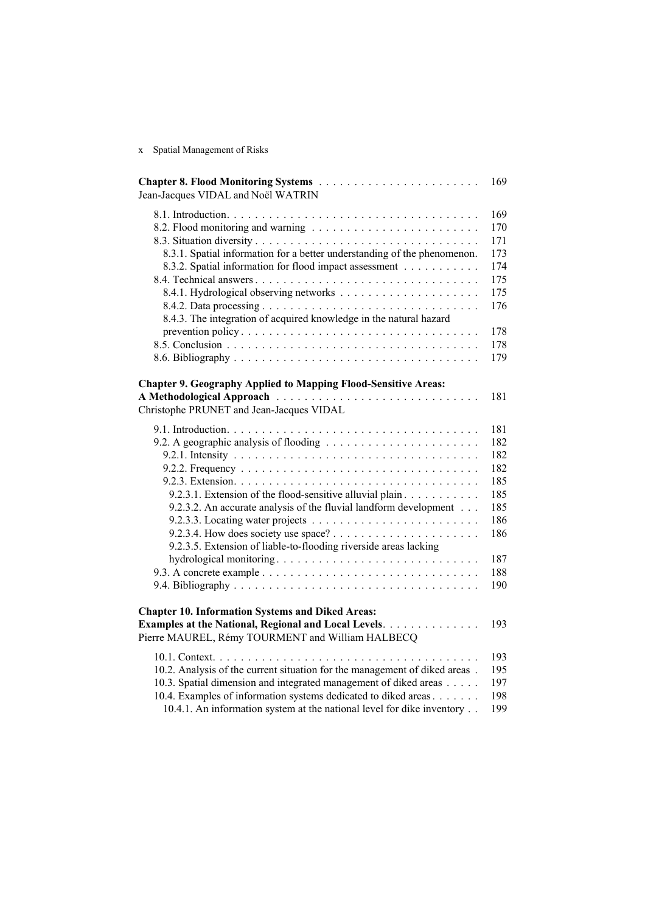**Chapter 8. Flood Monitoring Systems** . . . . . . . . . . . . . . . . . . . . . . . 169
Jean-Jacques VIDAL and Noël WATRIN

8.1. Introduction. . . . . . . . . . . . . . . . . . . . . . . . . . . . . . . . . . . . 169
8.2. Flood monitoring and warning . . . . . . . . . . . . . . . . . . . . . . . . 170
8.3. Situation diversity . . . . . . . . . . . . . . . . . . . . . . . . . . . . . . . . 171
 8.3.1. Spatial information for a better understanding of the phenomenon. 173
 8.3.2. Spatial information for flood impact assessment . . . . . . . . . . 174
8.4. Technical answers . . . . . . . . . . . . . . . . . . . . . . . . . . . . . . . . 175
 8.4.1. Hydrological observing networks . . . . . . . . . . . . . . . . . . . 175
 8.4.2. Data processing . . . . . . . . . . . . . . . . . . . . . . . . . . . . . . 176
 8.4.3. The integration of acquired knowledge in the natural hazard prevention policy . . . . . . . . . . . . . . . . . . . . . . . . . . . . . . . . . 178
8.5. Conclusion . . . . . . . . . . . . . . . . . . . . . . . . . . . . . . . . . . . . 178
8.6. Bibliography . . . . . . . . . . . . . . . . . . . . . . . . . . . . . . . . . . . 179

**Chapter 9. Geography Applied to Mapping Flood-Sensitive Areas: A Methodological Approach** . . . . . . . . . . . . . . . . . . . . . . . . . . . . 181
Christophe PRUNET and Jean-Jacques VIDAL

9.1. Introduction. . . . . . . . . . . . . . . . . . . . . . . . . . . . . . . . . . . . 181
9.2. A geographic analysis of flooding . . . . . . . . . . . . . . . . . . . . . . 182
 9.2.1. Intensity . . . . . . . . . . . . . . . . . . . . . . . . . . . . . . . . . . . 182
 9.2.2. Frequency . . . . . . . . . . . . . . . . . . . . . . . . . . . . . . . . . . 182
 9.2.3. Extension. . . . . . . . . . . . . . . . . . . . . . . . . . . . . . . . . . . 185
  9.2.3.1. Extension of the flood-sensitive alluvial plain . . . . . . . . . . 185
  9.2.3.2. An accurate analysis of the fluvial landform development . . . 185
  9.2.3.3. Locating water projects . . . . . . . . . . . . . . . . . . . . . . . . 186
  9.2.3.4. How does society use space? . . . . . . . . . . . . . . . . . . . . 186
  9.2.3.5. Extension of liable-to-flooding riverside areas lacking hydrological monitoring . . . . . . . . . . . . . . . . . . . . . . . . . . . . 187
9.3. A concrete example . . . . . . . . . . . . . . . . . . . . . . . . . . . . . . . 188
9.4. Bibliography . . . . . . . . . . . . . . . . . . . . . . . . . . . . . . . . . . . 190

**Chapter 10. Information Systems and Diked Areas: Examples at the National, Regional and Local Levels**. . . . . . . . . . . . . 193
Pierre MAUREL, Rémy TOURMENT and William HALBECQ

10.1. Context. . . . . . . . . . . . . . . . . . . . . . . . . . . . . . . . . . . . . . 193
10.2. Analysis of the current situation for the management of diked areas . 195
10.3. Spatial dimension and integrated management of diked areas . . . . . 197
10.4. Examples of information systems dedicated to diked areas . . . . . . . 198
 10.4.1. An information system at the national level for dike inventory . . 199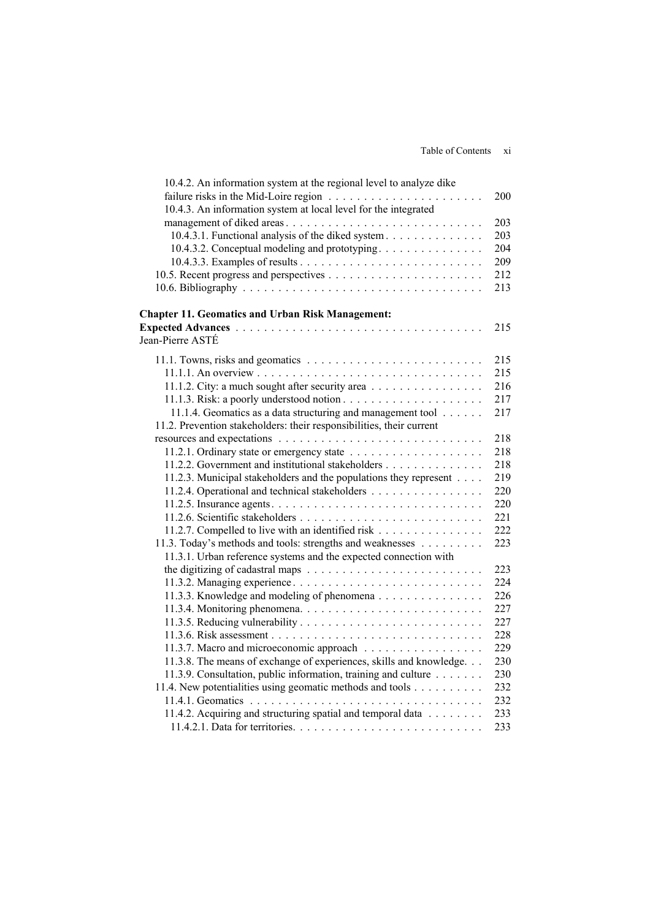10.4.2. An information system at the regional level to analyze dike failure risks in the Mid-Loire region . . . . . . . . . . . . . . . . . . . . . . 200
10.4.3. An information system at local level for the integrated management of diked areas . . . . . . . . . . . . . . . . . . . . . . . . . . . . 203
10.4.3.1. Functional analysis of the diked system . . . . . . . . . . . . . . 203
10.4.3.2. Conceptual modeling and prototyping . . . . . . . . . . . . . . . 204
10.4.3.3. Examples of results . . . . . . . . . . . . . . . . . . . . . . . . . . 209
10.5. Recent progress and perspectives . . . . . . . . . . . . . . . . . . . . . . 212
10.6. Bibliography . . . . . . . . . . . . . . . . . . . . . . . . . . . . . . . . . . 213

**Chapter 11. Geomatics and Urban Risk Management: Expected Advances** . . . . . . . . . . . . . . . . . . . . . . . . . . . . . . . . . . 215
Jean-Pierre ASTÉ

11.1. Towns, risks and geomatics . . . . . . . . . . . . . . . . . . . . . . . . . 215
11.1.1. An overview . . . . . . . . . . . . . . . . . . . . . . . . . . . . . . . . 215
11.1.2. City: a much sought after security area . . . . . . . . . . . . . . . . 216
11.1.3. Risk: a poorly understood notion . . . . . . . . . . . . . . . . . . . . 217
11.1.4. Geomatics as a data structuring and management tool . . . . . . 217
11.2. Prevention stakeholders: their responsibilities, their current resources and expectations . . . . . . . . . . . . . . . . . . . . . . . . . . . . . 218
11.2.1. Ordinary state or emergency state . . . . . . . . . . . . . . . . . . . 218
11.2.2. Government and institutional stakeholders . . . . . . . . . . . . . . 218
11.2.3. Municipal stakeholders and the populations they represent . . . . 219
11.2.4. Operational and technical stakeholders . . . . . . . . . . . . . . . . 220
11.2.5. Insurance agents . . . . . . . . . . . . . . . . . . . . . . . . . . . . . . 220
11.2.6. Scientific stakeholders . . . . . . . . . . . . . . . . . . . . . . . . . . . 221
11.2.7. Compelled to live with an identified risk . . . . . . . . . . . . . . . 222
11.3. Today's methods and tools: strengths and weaknesses . . . . . . . . . 223
11.3.1. Urban reference systems and the expected connection with the digitizing of cadastral maps . . . . . . . . . . . . . . . . . . . . . . . . . 223
11.3.2. Managing experience . . . . . . . . . . . . . . . . . . . . . . . . . . . 224
11.3.3. Knowledge and modeling of phenomena . . . . . . . . . . . . . . . 226
11.3.4. Monitoring phenomena . . . . . . . . . . . . . . . . . . . . . . . . . . 227
11.3.5. Reducing vulnerability . . . . . . . . . . . . . . . . . . . . . . . . . . 227
11.3.6. Risk assessment . . . . . . . . . . . . . . . . . . . . . . . . . . . . . . . 228
11.3.7. Macro and microeconomic approach . . . . . . . . . . . . . . . . . 229
11.3.8. The means of exchange of experiences, skills and knowledge . . . 230
11.3.9. Consultation, public information, training and culture . . . . . . . 230
11.4. New potentialities using geomatic methods and tools . . . . . . . . . . 232
11.4.1. Geomatics . . . . . . . . . . . . . . . . . . . . . . . . . . . . . . . . . . 232
11.4.2. Acquiring and structuring spatial and temporal data . . . . . . . . 233
11.4.2.1. Data for territories . . . . . . . . . . . . . . . . . . . . . . . . . . . 233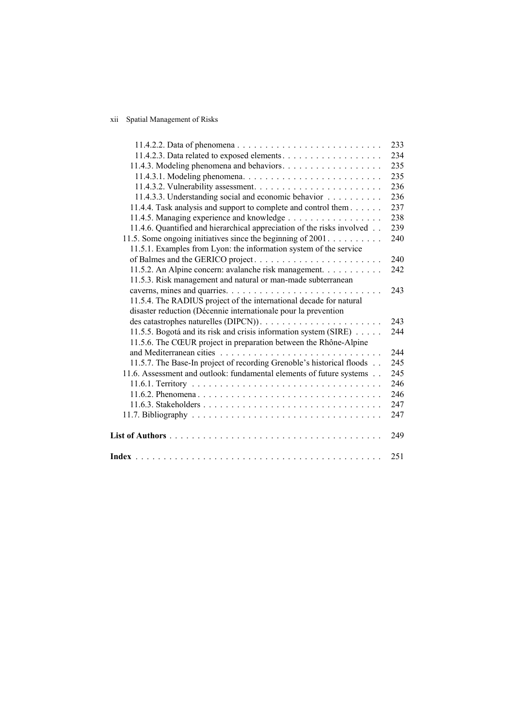11.4.2.2. Data of phenomena . . . . . . . . . . . . . . . . . . . . . . . . . . 233
11.4.2.3. Data related to exposed elements . . . . . . . . . . . . . . . . . . 234
11.4.3. Modeling phenomena and behaviors . . . . . . . . . . . . . . . . . . 235
11.4.3.1. Modeling phenomena . . . . . . . . . . . . . . . . . . . . . . . . . 235
11.4.3.2. Vulnerability assessment . . . . . . . . . . . . . . . . . . . . . . . 236
11.4.3.3. Understanding social and economic behavior . . . . . . . . . . 236
11.4.4. Task analysis and support to complete and control them . . . . . . 237
11.4.5. Managing experience and knowledge . . . . . . . . . . . . . . . . . 238
11.4.6. Quantified and hierarchical appreciation of the risks involved . . 239
11.5. Some ongoing initiatives since the beginning of 2001 . . . . . . . . . 240
11.5.1. Examples from Lyon: the information system of the service of Balmes and the GERICO project . . . . . . . . . . . . . . . . . . . . . . . 240
11.5.2. An Alpine concern: avalanche risk management. . . . . . . . . . . 242
11.5.3. Risk management and natural or man-made subterranean caverns, mines and quarries. . . . . . . . . . . . . . . . . . . . . . . . . . . . 243
11.5.4. The RADIUS project of the international decade for natural disaster reduction (Décennie internationale pour la prevention des catastrophes naturelles (DIPCN)) . . . . . . . . . . . . . . . . . . . . . . 243
11.5.5. Bogotá and its risk and crisis information system (SIRE) . . . . . 244
11.5.6. The CŒUR project in preparation between the Rhône-Alpine and Mediterranean cities . . . . . . . . . . . . . . . . . . . . . . . . . . . . . 244
11.5.7. The Base-In project of recording Grenoble's historical floods . . 245
11.6. Assessment and outlook: fundamental elements of future systems . . 245
11.6.1. Territory . . . . . . . . . . . . . . . . . . . . . . . . . . . . . . . . . . 246
11.6.2. Phenomena . . . . . . . . . . . . . . . . . . . . . . . . . . . . . . . . 246
11.6.3. Stakeholders . . . . . . . . . . . . . . . . . . . . . . . . . . . . . . . . 247
11.7. Bibliography . . . . . . . . . . . . . . . . . . . . . . . . . . . . . . . . . . 247

**List of Authors** . . . . . . . . . . . . . . . . . . . . . . . . . . . . . . . . . . . . 249

**Index** . . . . . . . . . . . . . . . . . . . . . . . . . . . . . . . . . . . . . . . . . . 251